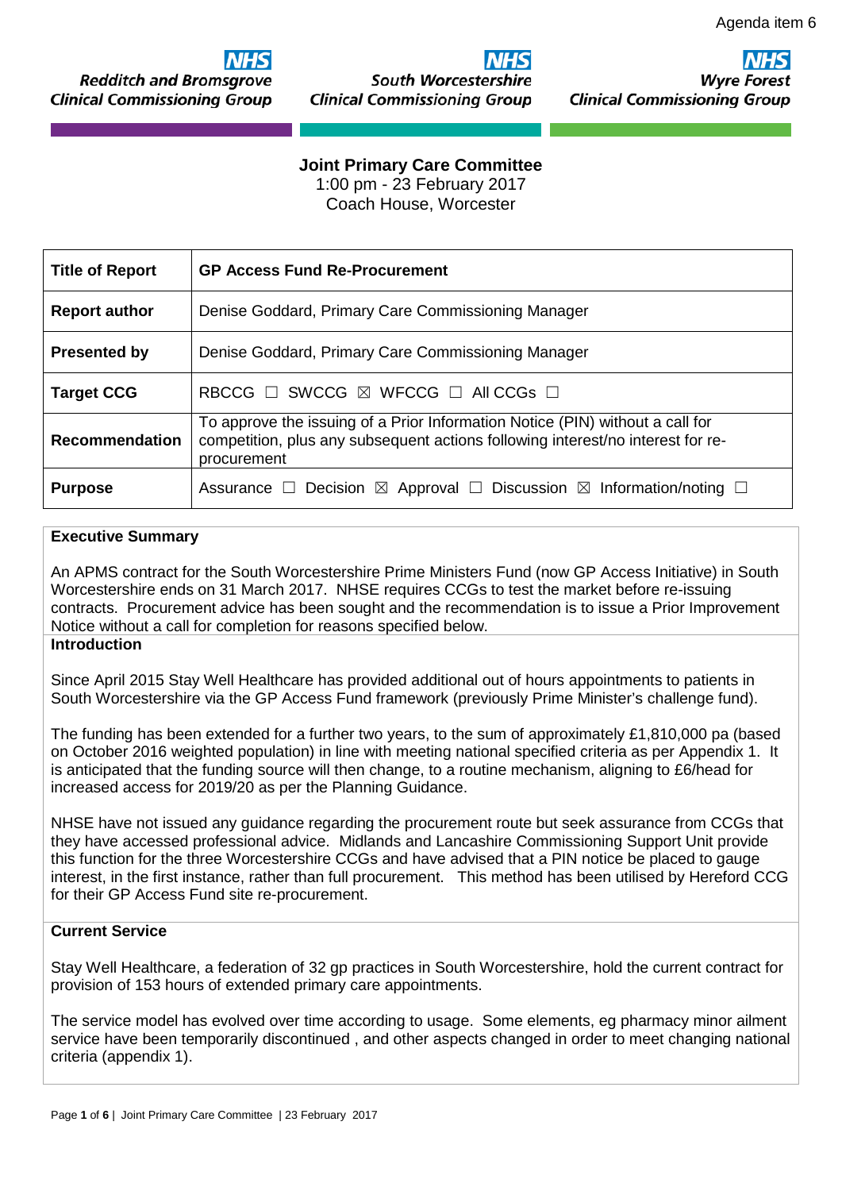Agenda item 6

**Redditch and Bromsgrove Clinical Commissioning Group** | **South Worcestershire Clinical Commissioning Group** | **Wyre Forest Clinical Commissioning Group**

**Joint Primary Care Committee**
1:00 pm - 23 February 2017
Coach House, Worcester

| **Title of Report** | **GP Access Fund Re-Procurement** |
|---|---|
| **Report author** | Denise Goddard, Primary Care Commissioning Manager |
| **Presented by** | Denise Goddard, Primary Care Commissioning Manager |
| **Target CCG** | RBCCG ☐ SWCCG ☒ WFCCG ☐ All CCGs ☐ |
| **Recommendation** | To approve the issuing of a Prior Information Notice (PIN) without a call for competition, plus any subsequent actions following interest/no interest for re-procurement |
| **Purpose** | Assurance ☐ Decision ☒ Approval ☐ Discussion ☒ Information/noting ☐ |

**Executive Summary**

An APMS contract for the South Worcestershire Prime Ministers Fund (now GP Access Initiative) in South Worcestershire ends on 31 March 2017. NHSE requires CCGs to test the market before re-issuing contracts. Procurement advice has been sought and the recommendation is to issue a Prior Improvement Notice without a call for completion for reasons specified below.

**Introduction**

Since April 2015 Stay Well Healthcare has provided additional out of hours appointments to patients in South Worcestershire via the GP Access Fund framework (previously Prime Minister's challenge fund).

The funding has been extended for a further two years, to the sum of approximately £1,810,000 pa (based on October 2016 weighted population) in line with meeting national specified criteria as per Appendix 1. It is anticipated that the funding source will then change, to a routine mechanism, aligning to £6/head for increased access for 2019/20 as per the Planning Guidance.

NHSE have not issued any guidance regarding the procurement route but seek assurance from CCGs that they have accessed professional advice. Midlands and Lancashire Commissioning Support Unit provide this function for the three Worcestershire CCGs and have advised that a PIN notice be placed to gauge interest, in the first instance, rather than full procurement. This method has been utilised by Hereford CCG for their GP Access Fund site re-procurement.

**Current Service**

Stay Well Healthcare, a federation of 32 gp practices in South Worcestershire, hold the current contract for provision of 153 hours of extended primary care appointments.

The service model has evolved over time according to usage. Some elements, eg pharmacy minor ailment service have been temporarily discontinued , and other aspects changed in order to meet changing national criteria (appendix 1).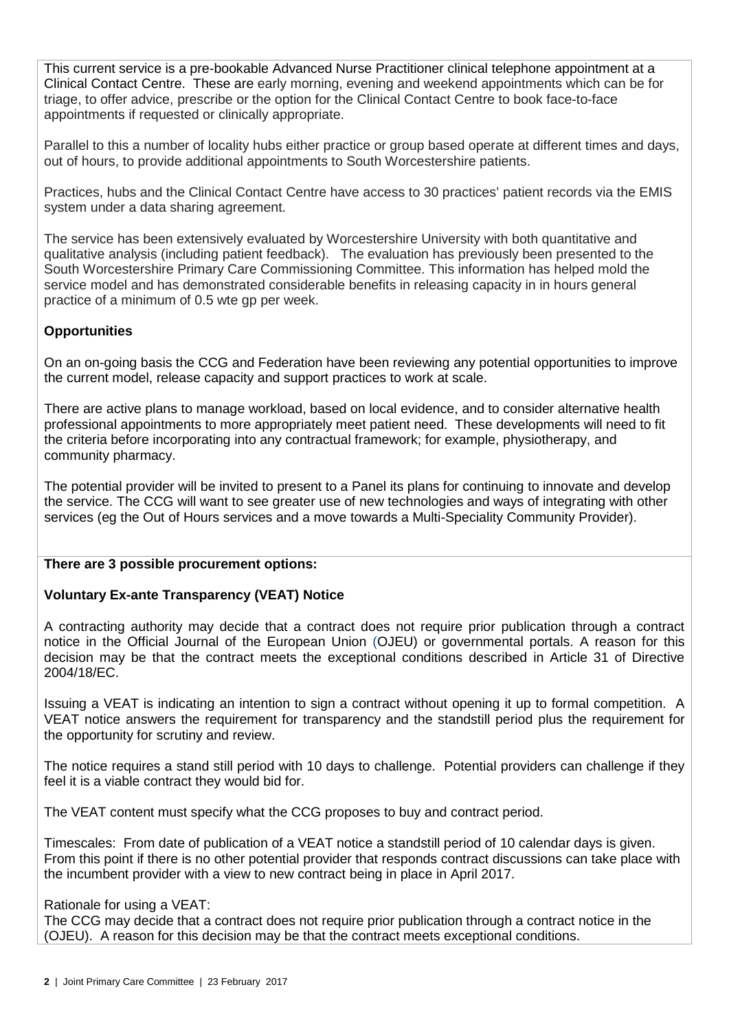This current service is a pre-bookable Advanced Nurse Practitioner clinical telephone appointment at a Clinical Contact Centre. These are early morning, evening and weekend appointments which can be for triage, to offer advice, prescribe or the option for the Clinical Contact Centre to book face-to-face appointments if requested or clinically appropriate.

Parallel to this a number of locality hubs either practice or group based operate at different times and days, out of hours, to provide additional appointments to South Worcestershire patients.

Practices, hubs and the Clinical Contact Centre have access to 30 practices' patient records via the EMIS system under a data sharing agreement.

The service has been extensively evaluated by Worcestershire University with both quantitative and qualitative analysis (including patient feedback). The evaluation has previously been presented to the South Worcestershire Primary Care Commissioning Committee. This information has helped mold the service model and has demonstrated considerable benefits in releasing capacity in in hours general practice of a minimum of 0.5 wte gp per week.

**Opportunities**

On an on-going basis the CCG and Federation have been reviewing any potential opportunities to improve the current model, release capacity and support practices to work at scale.

There are active plans to manage workload, based on local evidence, and to consider alternative health professional appointments to more appropriately meet patient need. These developments will need to fit the criteria before incorporating into any contractual framework; for example, physiotherapy, and community pharmacy.

The potential provider will be invited to present to a Panel its plans for continuing to innovate and develop the service. The CCG will want to see greater use of new technologies and ways of integrating with other services (eg the Out of Hours services and a move towards a Multi-Speciality Community Provider).

**There are 3 possible procurement options:**

**Voluntary Ex-ante Transparency (VEAT) Notice**

A contracting authority may decide that a contract does not require prior publication through a contract notice in the Official Journal of the European Union (OJEU) or governmental portals. A reason for this decision may be that the contract meets the exceptional conditions described in Article 31 of Directive 2004/18/EC.

Issuing a VEAT is indicating an intention to sign a contract without opening it up to formal competition. A VEAT notice answers the requirement for transparency and the standstill period plus the requirement for the opportunity for scrutiny and review.

The notice requires a stand still period with 10 days to challenge. Potential providers can challenge if they feel it is a viable contract they would bid for.

The VEAT content must specify what the CCG proposes to buy and contract period.

Timescales: From date of publication of a VEAT notice a standstill period of 10 calendar days is given. From this point if there is no other potential provider that responds contract discussions can take place with the incumbent provider with a view to new contract being in place in April 2017.

Rationale for using a VEAT:
The CCG may decide that a contract does not require prior publication through a contract notice in the (OJEU). A reason for this decision may be that the contract meets exceptional conditions.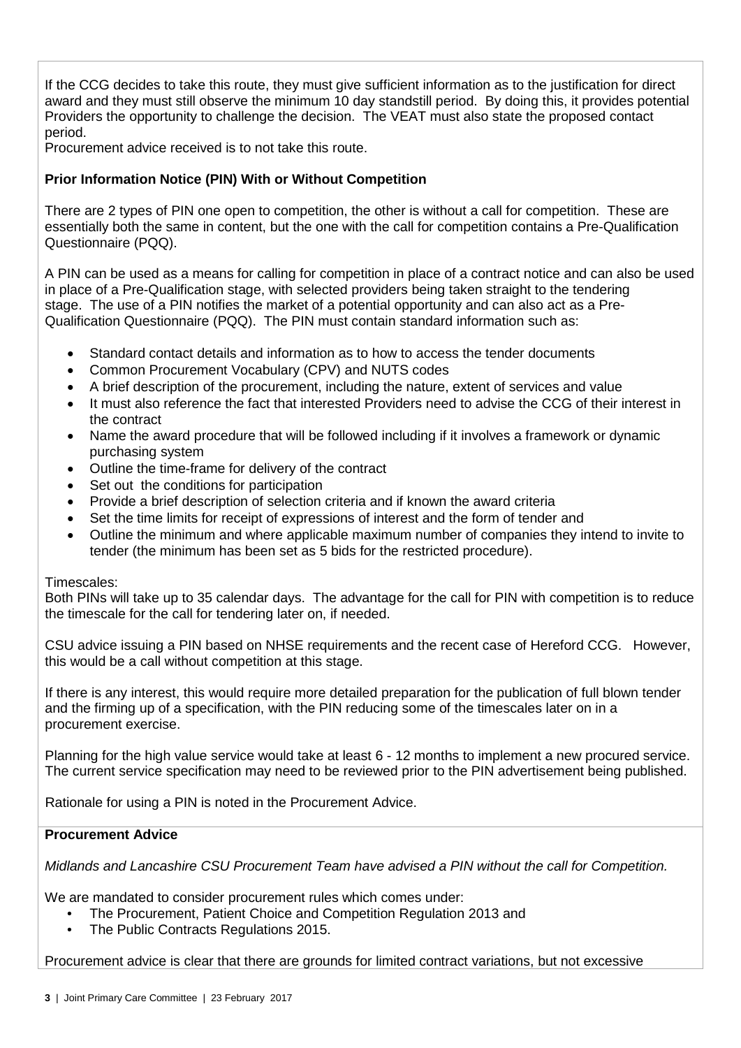If the CCG decides to take this route, they must give sufficient information as to the justification for direct award and they must still observe the minimum 10 day standstill period. By doing this, it provides potential Providers the opportunity to challenge the decision. The VEAT must also state the proposed contact period.
Procurement advice received is to not take this route.

**Prior Information Notice (PIN) With or Without Competition**

There are 2 types of PIN one open to competition, the other is without a call for competition. These are essentially both the same in content, but the one with the call for competition contains a Pre-Qualification Questionnaire (PQQ).

A PIN can be used as a means for calling for competition in place of a contract notice and can also be used in place of a Pre-Qualification stage, with selected providers being taken straight to the tendering stage. The use of a PIN notifies the market of a potential opportunity and can also act as a Pre-Qualification Questionnaire (PQQ). The PIN must contain standard information such as:

- Standard contact details and information as to how to access the tender documents
- Common Procurement Vocabulary (CPV) and NUTS codes
- A brief description of the procurement, including the nature, extent of services and value
- It must also reference the fact that interested Providers need to advise the CCG of their interest in the contract
- Name the award procedure that will be followed including if it involves a framework or dynamic purchasing system
- Outline the time-frame for delivery of the contract
- Set out the conditions for participation
- Provide a brief description of selection criteria and if known the award criteria
- Set the time limits for receipt of expressions of interest and the form of tender and
- Outline the minimum and where applicable maximum number of companies they intend to invite to tender (the minimum has been set as 5 bids for the restricted procedure).

Timescales:
Both PINs will take up to 35 calendar days. The advantage for the call for PIN with competition is to reduce the timescale for the call for tendering later on, if needed.

CSU advice issuing a PIN based on NHSE requirements and the recent case of Hereford CCG. However, this would be a call without competition at this stage.

If there is any interest, this would require more detailed preparation for the publication of full blown tender and the firming up of a specification, with the PIN reducing some of the timescales later on in a procurement exercise.

Planning for the high value service would take at least 6 - 12 months to implement a new procured service. The current service specification may need to be reviewed prior to the PIN advertisement being published.

Rationale for using a PIN is noted in the Procurement Advice.

**Procurement Advice**

*Midlands and Lancashire CSU Procurement Team have advised a PIN without the call for Competition.*

We are mandated to consider procurement rules which comes under:

- The Procurement, Patient Choice and Competition Regulation 2013 and
- The Public Contracts Regulations 2015.

Procurement advice is clear that there are grounds for limited contract variations, but not excessive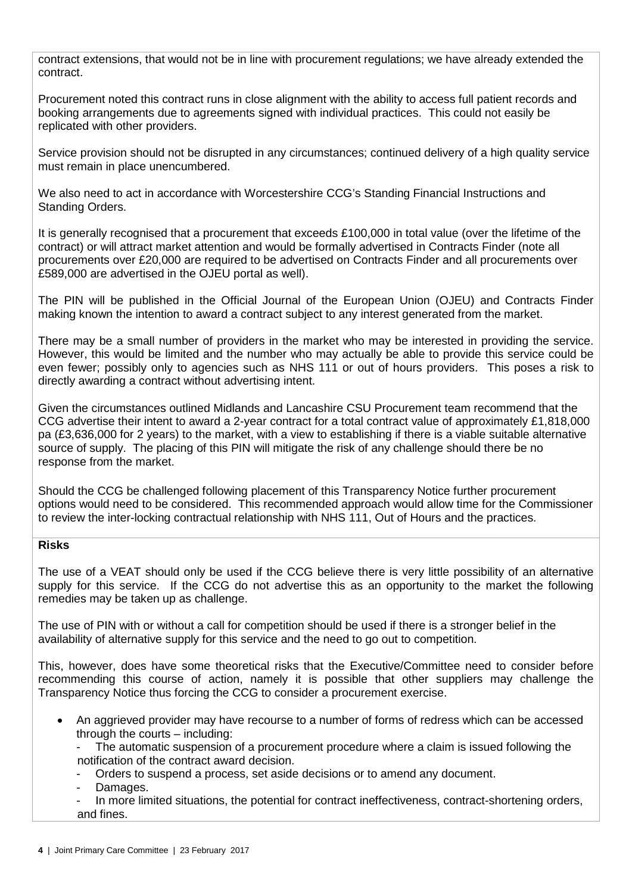contract extensions, that would not be in line with procurement regulations; we have already extended the contract.

Procurement noted this contract runs in close alignment with the ability to access full patient records and booking arrangements due to agreements signed with individual practices. This could not easily be replicated with other providers.

Service provision should not be disrupted in any circumstances; continued delivery of a high quality service must remain in place unencumbered.

We also need to act in accordance with Worcestershire CCG's Standing Financial Instructions and Standing Orders.

It is generally recognised that a procurement that exceeds £100,000 in total value (over the lifetime of the contract) or will attract market attention and would be formally advertised in Contracts Finder (note all procurements over £20,000 are required to be advertised on Contracts Finder and all procurements over £589,000 are advertised in the OJEU portal as well).

The PIN will be published in the Official Journal of the European Union (OJEU) and Contracts Finder making known the intention to award a contract subject to any interest generated from the market.

There may be a small number of providers in the market who may be interested in providing the service. However, this would be limited and the number who may actually be able to provide this service could be even fewer; possibly only to agencies such as NHS 111 or out of hours providers. This poses a risk to directly awarding a contract without advertising intent.

Given the circumstances outlined Midlands and Lancashire CSU Procurement team recommend that the CCG advertise their intent to award a 2-year contract for a total contract value of approximately £1,818,000 pa (£3,636,000 for 2 years) to the market, with a view to establishing if there is a viable suitable alternative source of supply. The placing of this PIN will mitigate the risk of any challenge should there be no response from the market.

Should the CCG be challenged following placement of this Transparency Notice further procurement options would need to be considered. This recommended approach would allow time for the Commissioner to review the inter-locking contractual relationship with NHS 111, Out of Hours and the practices.

**Risks**

The use of a VEAT should only be used if the CCG believe there is very little possibility of an alternative supply for this service. If the CCG do not advertise this as an opportunity to the market the following remedies may be taken up as challenge.

The use of PIN with or without a call for competition should be used if there is a stronger belief in the availability of alternative supply for this service and the need to go out to competition.

This, however, does have some theoretical risks that the Executive/Committee need to consider before recommending this course of action, namely it is possible that other suppliers may challenge the Transparency Notice thus forcing the CCG to consider a procurement exercise.

- An aggrieved provider may have recourse to a number of forms of redress which can be accessed through the courts – including:
  - The automatic suspension of a procurement procedure where a claim is issued following the notification of the contract award decision.
  - Orders to suspend a process, set aside decisions or to amend any document.
  - Damages.
  - In more limited situations, the potential for contract ineffectiveness, contract-shortening orders, and fines.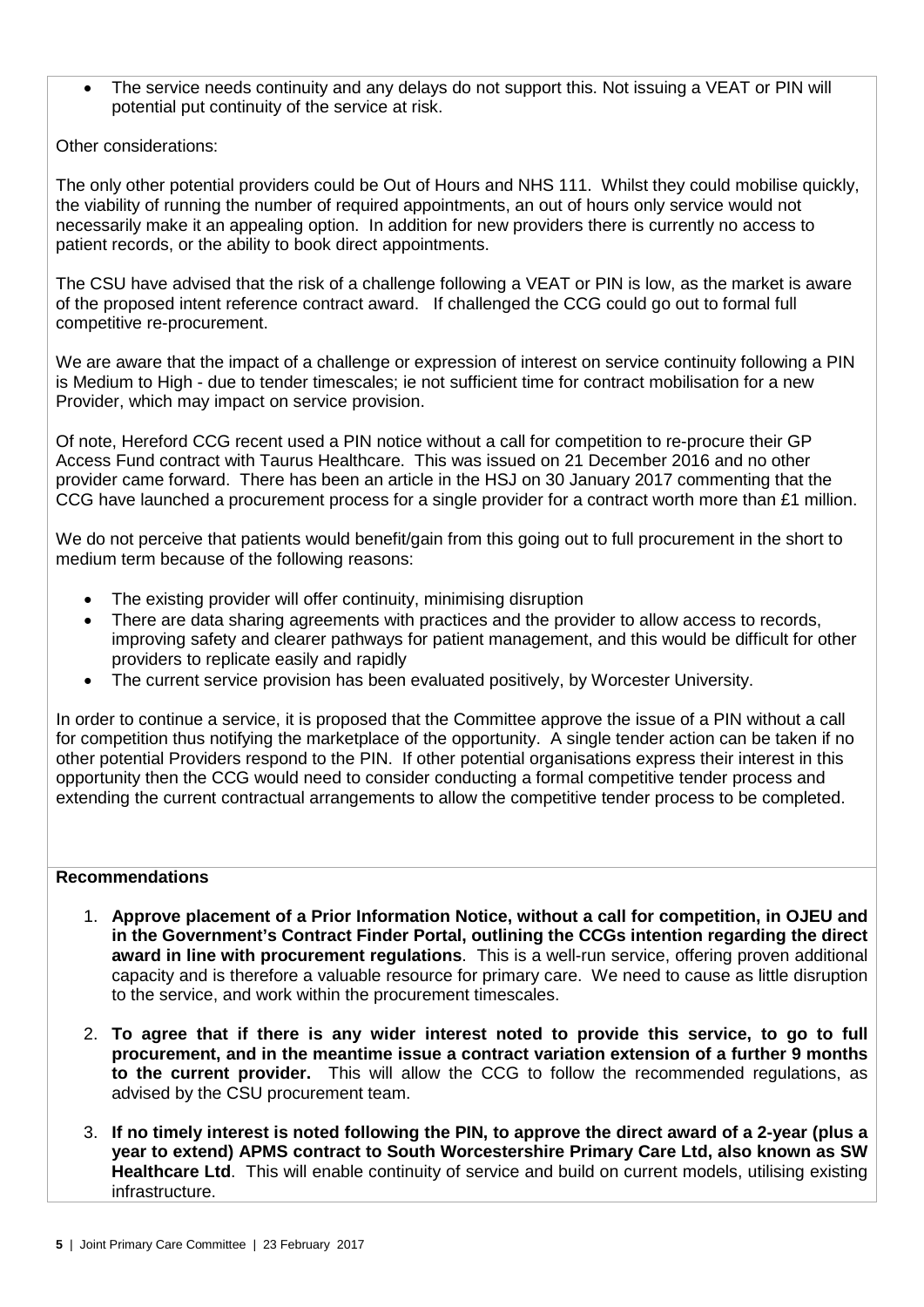- The service needs continuity and any delays do not support this. Not issuing a VEAT or PIN will potential put continuity of the service at risk.

Other considerations:

The only other potential providers could be Out of Hours and NHS 111. Whilst they could mobilise quickly, the viability of running the number of required appointments, an out of hours only service would not necessarily make it an appealing option. In addition for new providers there is currently no access to patient records, or the ability to book direct appointments.

The CSU have advised that the risk of a challenge following a VEAT or PIN is low, as the market is aware of the proposed intent reference contract award. If challenged the CCG could go out to formal full competitive re-procurement.

We are aware that the impact of a challenge or expression of interest on service continuity following a PIN is Medium to High - due to tender timescales; ie not sufficient time for contract mobilisation for a new Provider, which may impact on service provision.

Of note, Hereford CCG recent used a PIN notice without a call for competition to re-procure their GP Access Fund contract with Taurus Healthcare. This was issued on 21 December 2016 and no other provider came forward. There has been an article in the HSJ on 30 January 2017 commenting that the CCG have launched a procurement process for a single provider for a contract worth more than £1 million.

We do not perceive that patients would benefit/gain from this going out to full procurement in the short to medium term because of the following reasons:

- The existing provider will offer continuity, minimising disruption
- There are data sharing agreements with practices and the provider to allow access to records, improving safety and clearer pathways for patient management, and this would be difficult for other providers to replicate easily and rapidly
- The current service provision has been evaluated positively, by Worcester University.

In order to continue a service, it is proposed that the Committee approve the issue of a PIN without a call for competition thus notifying the marketplace of the opportunity. A single tender action can be taken if no other potential Providers respond to the PIN. If other potential organisations express their interest in this opportunity then the CCG would need to consider conducting a formal competitive tender process and extending the current contractual arrangements to allow the competitive tender process to be completed.

**Recommendations**

1. **Approve placement of a Prior Information Notice, without a call for competition, in OJEU and in the Government's Contract Finder Portal, outlining the CCGs intention regarding the direct award in line with procurement regulations**. This is a well-run service, offering proven additional capacity and is therefore a valuable resource for primary care. We need to cause as little disruption to the service, and work within the procurement timescales.

2. **To agree that if there is any wider interest noted to provide this service, to go to full procurement, and in the meantime issue a contract variation extension of a further 9 months to the current provider.** This will allow the CCG to follow the recommended regulations, as advised by the CSU procurement team.

3. **If no timely interest is noted following the PIN, to approve the direct award of a 2-year (plus a year to extend) APMS contract to South Worcestershire Primary Care Ltd, also known as SW Healthcare Ltd**. This will enable continuity of service and build on current models, utilising existing infrastructure.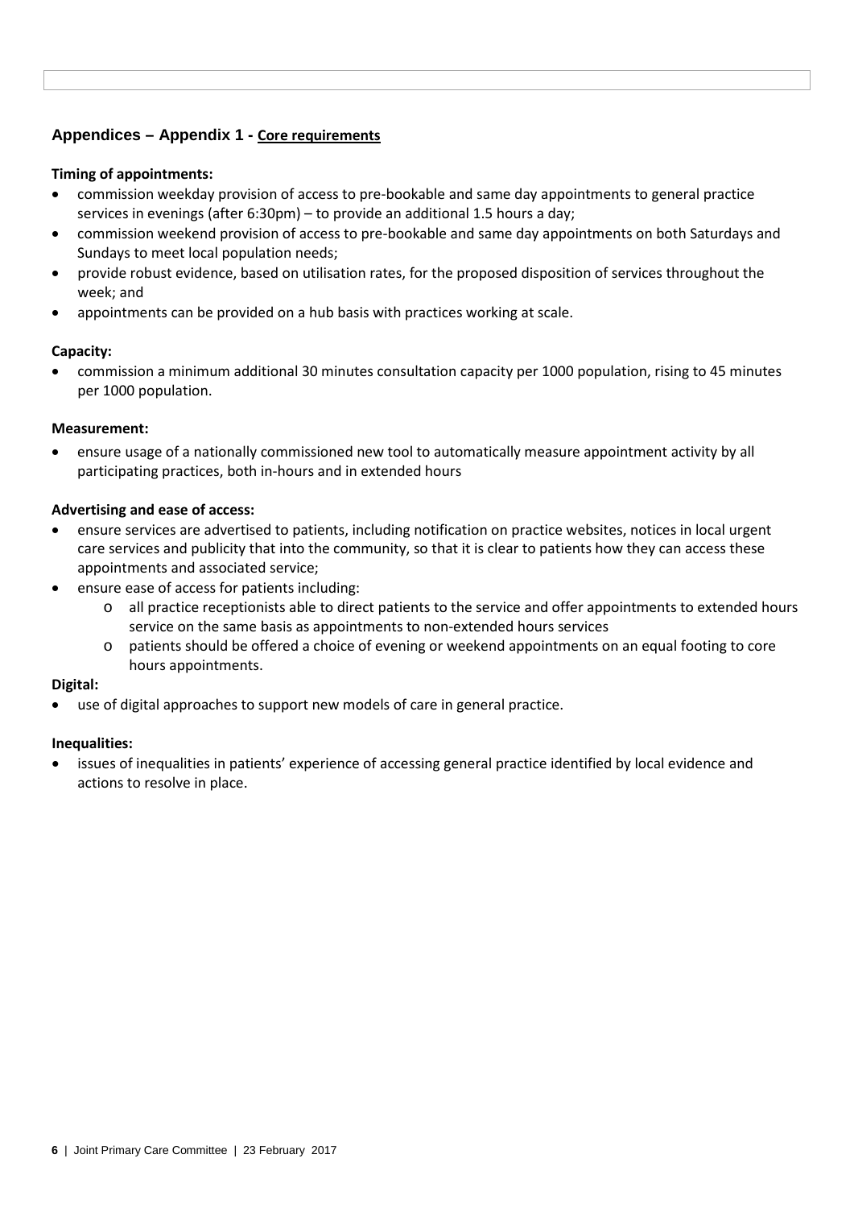## Appendices – Appendix 1 - Core requirements

**Timing of appointments:**

- commission weekday provision of access to pre-bookable and same day appointments to general practice services in evenings (after 6:30pm) – to provide an additional 1.5 hours a day;
- commission weekend provision of access to pre-bookable and same day appointments on both Saturdays and Sundays to meet local population needs;
- provide robust evidence, based on utilisation rates, for the proposed disposition of services throughout the week; and
- appointments can be provided on a hub basis with practices working at scale.

**Capacity:**

- commission a minimum additional 30 minutes consultation capacity per 1000 population, rising to 45 minutes per 1000 population.

**Measurement:**

- ensure usage of a nationally commissioned new tool to automatically measure appointment activity by all participating practices, both in-hours and in extended hours

**Advertising and ease of access:**

- ensure services are advertised to patients, including notification on practice websites, notices in local urgent care services and publicity that into the community, so that it is clear to patients how they can access these appointments and associated service;
- ensure ease of access for patients including:
  - all practice receptionists able to direct patients to the service and offer appointments to extended hours service on the same basis as appointments to non-extended hours services
  - patients should be offered a choice of evening or weekend appointments on an equal footing to core hours appointments.

**Digital:**

- use of digital approaches to support new models of care in general practice.

**Inequalities:**

- issues of inequalities in patients' experience of accessing general practice identified by local evidence and actions to resolve in place.